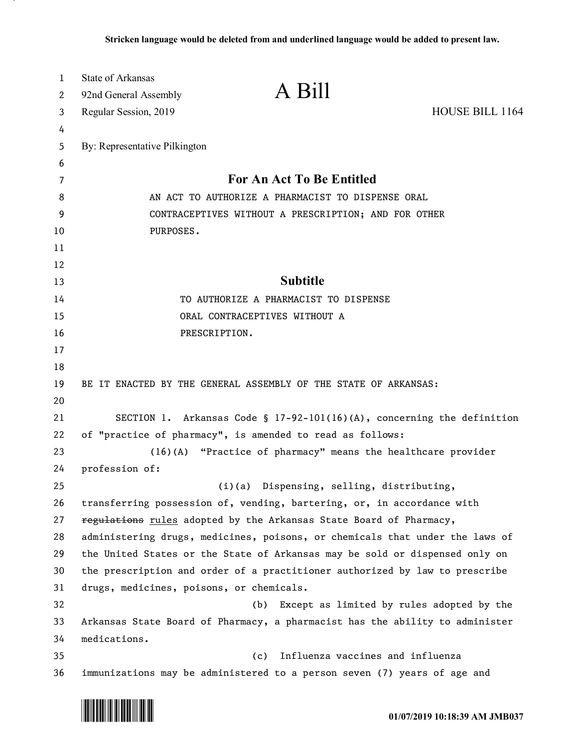Stricken language would be deleted from and underlined language would be added to present law.

State of Arkansas
92nd General Assembly
Regular Session, 2019

# A Bill

HOUSE BILL 1164

By: Representative Pilkington

## For An Act To Be Entitled

AN ACT TO AUTHORIZE A PHARMACIST TO DISPENSE ORAL CONTRACEPTIVES WITHOUT A PRESCRIPTION; AND FOR OTHER PURPOSES.

## Subtitle

TO AUTHORIZE A PHARMACIST TO DISPENSE ORAL CONTRACEPTIVES WITHOUT A PRESCRIPTION.

BE IT ENACTED BY THE GENERAL ASSEMBLY OF THE STATE OF ARKANSAS:

SECTION 1. Arkansas Code § 17-92-101(16)(A), concerning the definition of "practice of pharmacy", is amended to read as follows:

(16)(A) "Practice of pharmacy" means the healthcare provider profession of:

(i)(a) Dispensing, selling, distributing, transferring possession of, vending, bartering, or, in accordance with ~~regulations~~ <u>rules</u> adopted by the Arkansas State Board of Pharmacy, administering drugs, medicines, poisons, or chemicals that under the laws of the United States or the State of Arkansas may be sold or dispensed only on the prescription and order of a practitioner authorized by law to prescribe drugs, medicines, poisons, or chemicals.

(b) Except as limited by rules adopted by the Arkansas State Board of Pharmacy, a pharmacist has the ability to administer medications.

(c) Influenza vaccines and influenza immunizations may be administered to a person seven (7) years of age and

01/07/2019 10:18:39 AM JMB037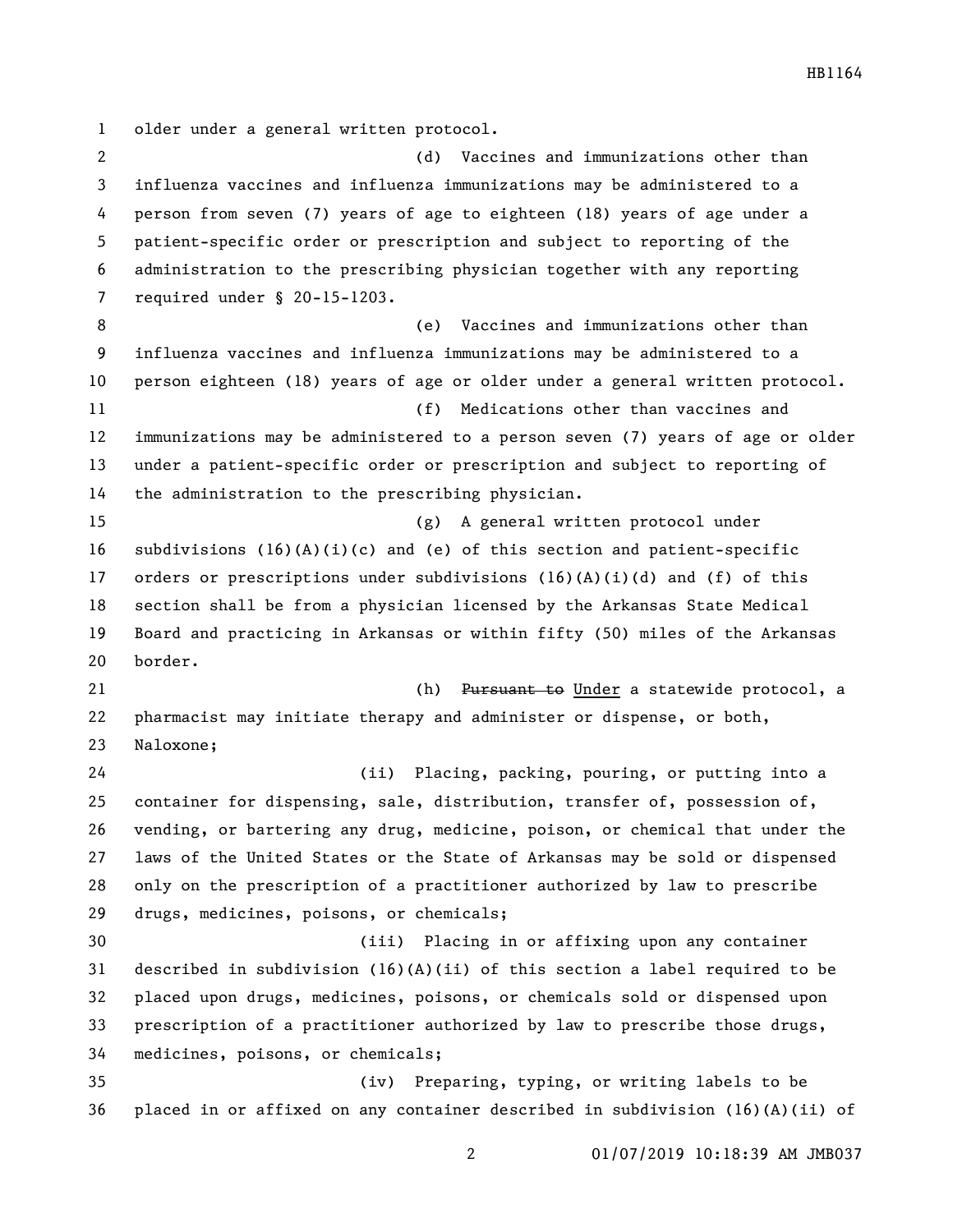older under a general written protocol.

(d) Vaccines and immunizations other than influenza vaccines and influenza immunizations may be administered to a person from seven (7) years of age to eighteen (18) years of age under a patient-specific order or prescription and subject to reporting of the administration to the prescribing physician together with any reporting required under § 20-15-1203.

(e) Vaccines and immunizations other than influenza vaccines and influenza immunizations may be administered to a person eighteen (18) years of age or older under a general written protocol.

(f) Medications other than vaccines and immunizations may be administered to a person seven (7) years of age or older under a patient-specific order or prescription and subject to reporting of the administration to the prescribing physician.

(g) A general written protocol under subdivisions (16)(A)(i)(c) and (e) of this section and patient-specific orders or prescriptions under subdivisions (16)(A)(i)(d) and (f) of this section shall be from a physician licensed by the Arkansas State Medical Board and practicing in Arkansas or within fifty (50) miles of the Arkansas border.

(h) ~~Pursuant to~~ Under a statewide protocol, a pharmacist may initiate therapy and administer or dispense, or both, Naloxone;

(ii) Placing, packing, pouring, or putting into a container for dispensing, sale, distribution, transfer of, possession of, vending, or bartering any drug, medicine, poison, or chemical that under the laws of the United States or the State of Arkansas may be sold or dispensed only on the prescription of a practitioner authorized by law to prescribe drugs, medicines, poisons, or chemicals;

(iii) Placing in or affixing upon any container described in subdivision (16)(A)(ii) of this section a label required to be placed upon drugs, medicines, poisons, or chemicals sold or dispensed upon prescription of a practitioner authorized by law to prescribe those drugs, medicines, poisons, or chemicals;

(iv) Preparing, typing, or writing labels to be placed in or affixed on any container described in subdivision (16)(A)(ii) of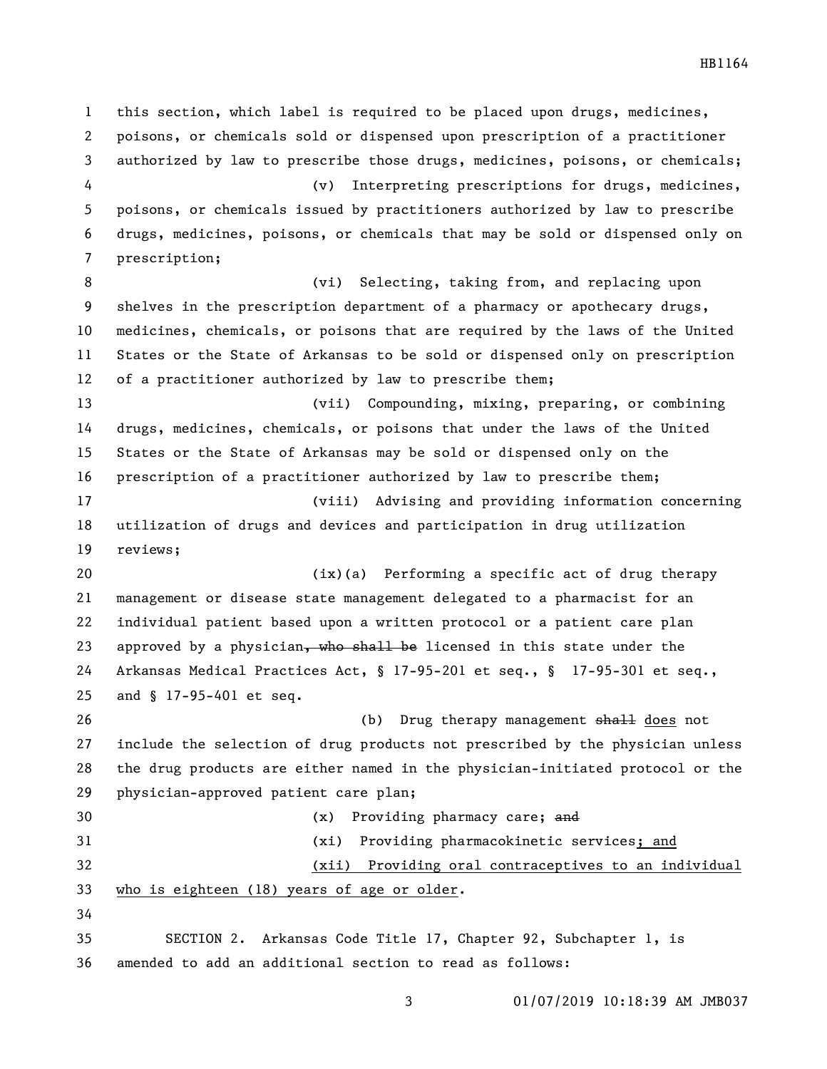this section, which label is required to be placed upon drugs, medicines, poisons, or chemicals sold or dispensed upon prescription of a practitioner authorized by law to prescribe those drugs, medicines, poisons, or chemicals;

(v) Interpreting prescriptions for drugs, medicines, poisons, or chemicals issued by practitioners authorized by law to prescribe drugs, medicines, poisons, or chemicals that may be sold or dispensed only on prescription;

(vi) Selecting, taking from, and replacing upon shelves in the prescription department of a pharmacy or apothecary drugs, medicines, chemicals, or poisons that are required by the laws of the United States or the State of Arkansas to be sold or dispensed only on prescription of a practitioner authorized by law to prescribe them;

(vii) Compounding, mixing, preparing, or combining drugs, medicines, chemicals, or poisons that under the laws of the United States or the State of Arkansas may be sold or dispensed only on the prescription of a practitioner authorized by law to prescribe them;

(viii) Advising and providing information concerning utilization of drugs and devices and participation in drug utilization reviews;

(ix)(a) Performing a specific act of drug therapy management or disease state management delegated to a pharmacist for an individual patient based upon a written protocol or a patient care plan approved by a physician~~, who shall be~~ licensed in this state under the Arkansas Medical Practices Act, § 17-95-201 et seq., § 17-95-301 et seq., and § 17-95-401 et seq.

(b) Drug therapy management ~~shall~~ does not include the selection of drug products not prescribed by the physician unless the drug products are either named in the physician-initiated protocol or the physician-approved patient care plan;

(x) Providing pharmacy care; ~~and~~

(xi) Providing pharmacokinetic services; and

(xii) Providing oral contraceptives to an individual who is eighteen (18) years of age or older.

SECTION 2. Arkansas Code Title 17, Chapter 92, Subchapter 1, is amended to add an additional section to read as follows: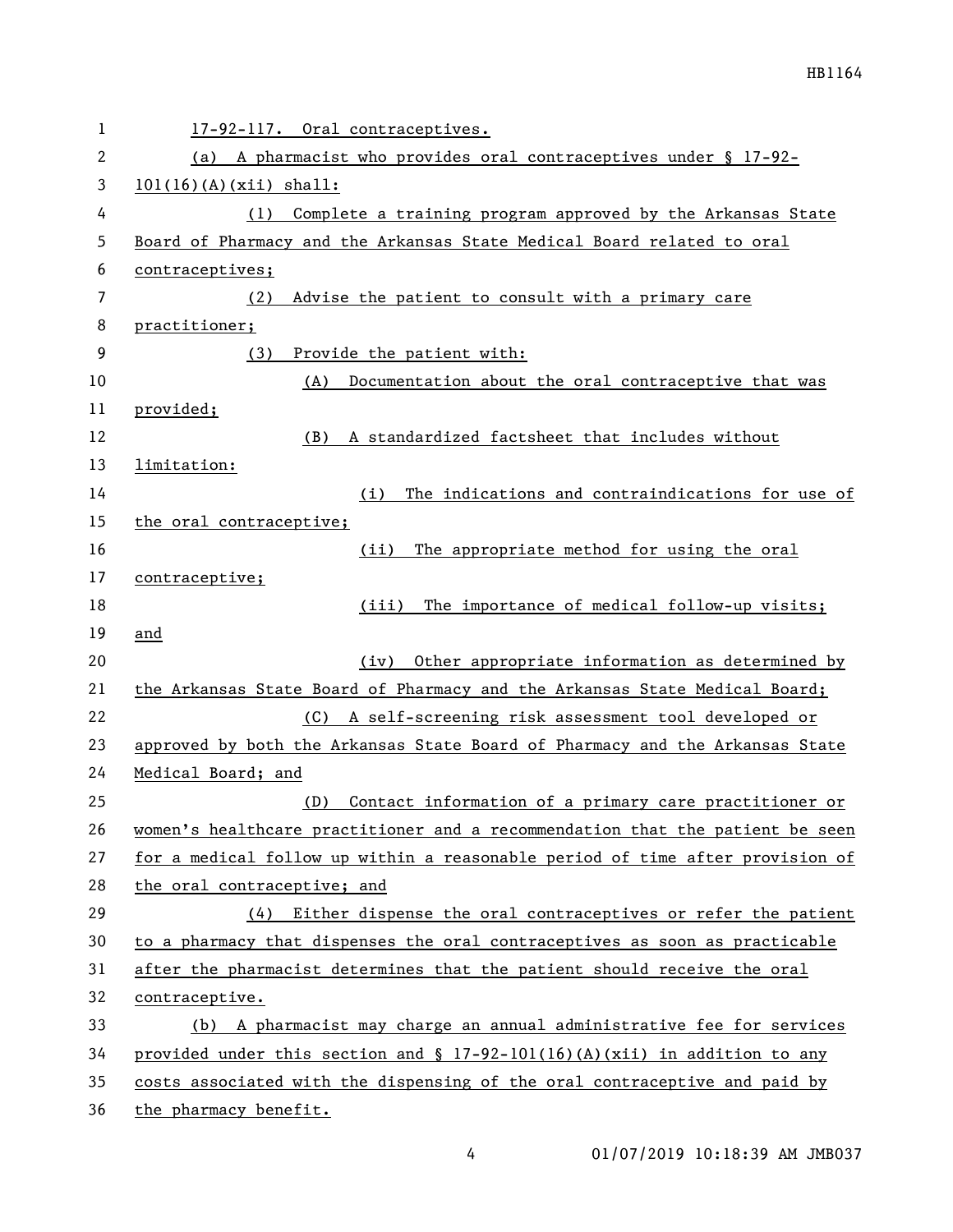17-92-117. Oral contraceptives.

(a) A pharmacist who provides oral contraceptives under § 17-92-101(16)(A)(xii) shall:

(1) Complete a training program approved by the Arkansas State Board of Pharmacy and the Arkansas State Medical Board related to oral contraceptives;

(2) Advise the patient to consult with a primary care practitioner;

(3) Provide the patient with:

(A) Documentation about the oral contraceptive that was provided;

(B) A standardized factsheet that includes without limitation:

(i) The indications and contraindications for use of the oral contraceptive;

(ii) The appropriate method for using the oral contraceptive;

(iii) The importance of medical follow-up visits; and

(iv) Other appropriate information as determined by the Arkansas State Board of Pharmacy and the Arkansas State Medical Board;

(C) A self-screening risk assessment tool developed or approved by both the Arkansas State Board of Pharmacy and the Arkansas State Medical Board; and

(D) Contact information of a primary care practitioner or women's healthcare practitioner and a recommendation that the patient be seen for a medical follow up within a reasonable period of time after provision of the oral contraceptive; and

(4) Either dispense the oral contraceptives or refer the patient to a pharmacy that dispenses the oral contraceptives as soon as practicable after the pharmacist determines that the patient should receive the oral contraceptive.

(b) A pharmacist may charge an annual administrative fee for services provided under this section and § 17-92-101(16)(A)(xii) in addition to any costs associated with the dispensing of the oral contraceptive and paid by the pharmacy benefit.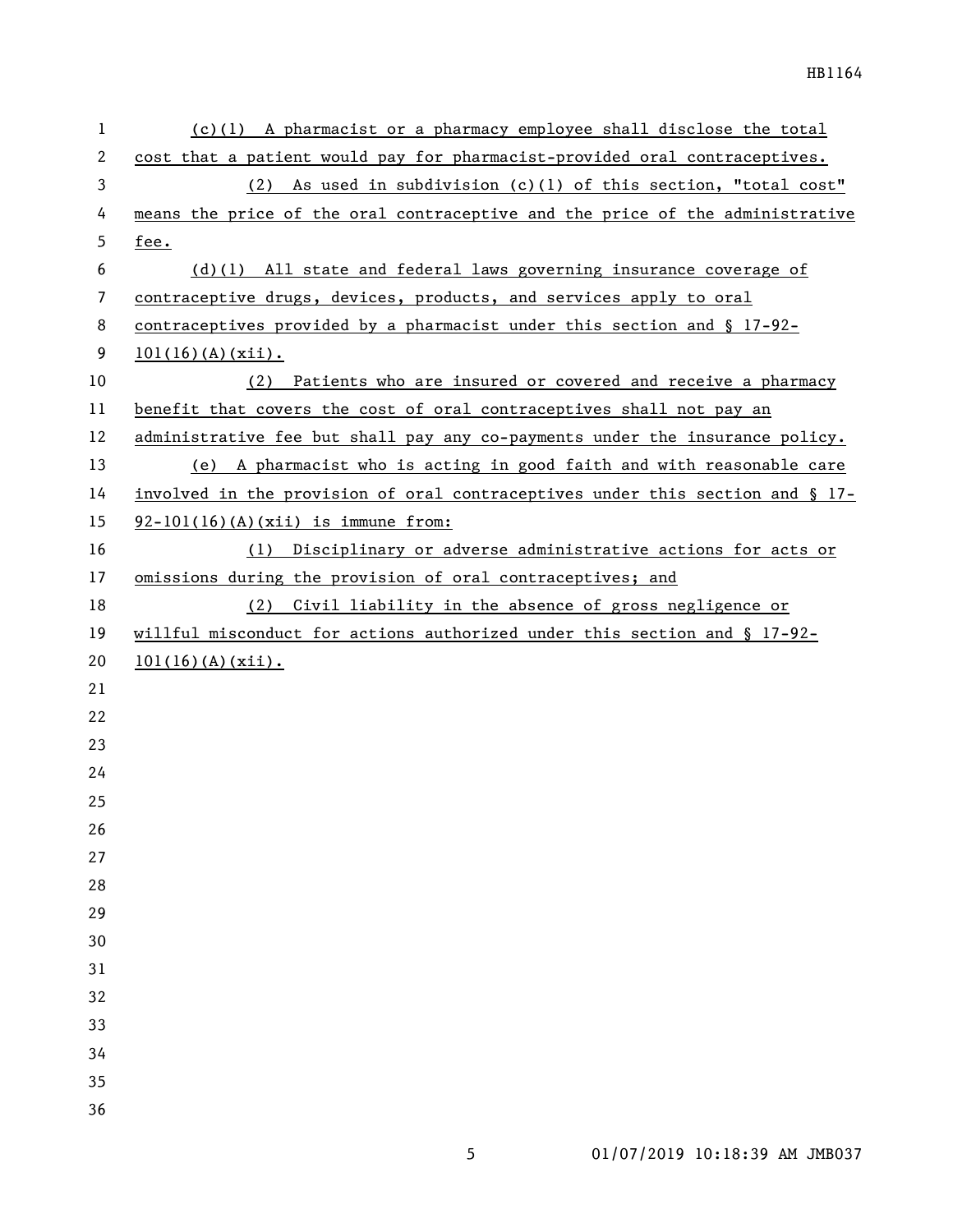(c)(1) A pharmacist or a pharmacy employee shall disclose the total cost that a patient would pay for pharmacist-provided oral contraceptives.

(2) As used in subdivision (c)(1) of this section, "total cost" means the price of the oral contraceptive and the price of the administrative fee.

(d)(1) All state and federal laws governing insurance coverage of contraceptive drugs, devices, products, and services apply to oral contraceptives provided by a pharmacist under this section and § 17-92-101(16)(A)(xii).

(2) Patients who are insured or covered and receive a pharmacy benefit that covers the cost of oral contraceptives shall not pay an administrative fee but shall pay any co-payments under the insurance policy.

(e) A pharmacist who is acting in good faith and with reasonable care involved in the provision of oral contraceptives under this section and § 17-92-101(16)(A)(xii) is immune from:

(1) Disciplinary or adverse administrative actions for acts or omissions during the provision of oral contraceptives; and

(2) Civil liability in the absence of gross negligence or willful misconduct for actions authorized under this section and § 17-92-101(16)(A)(xii).